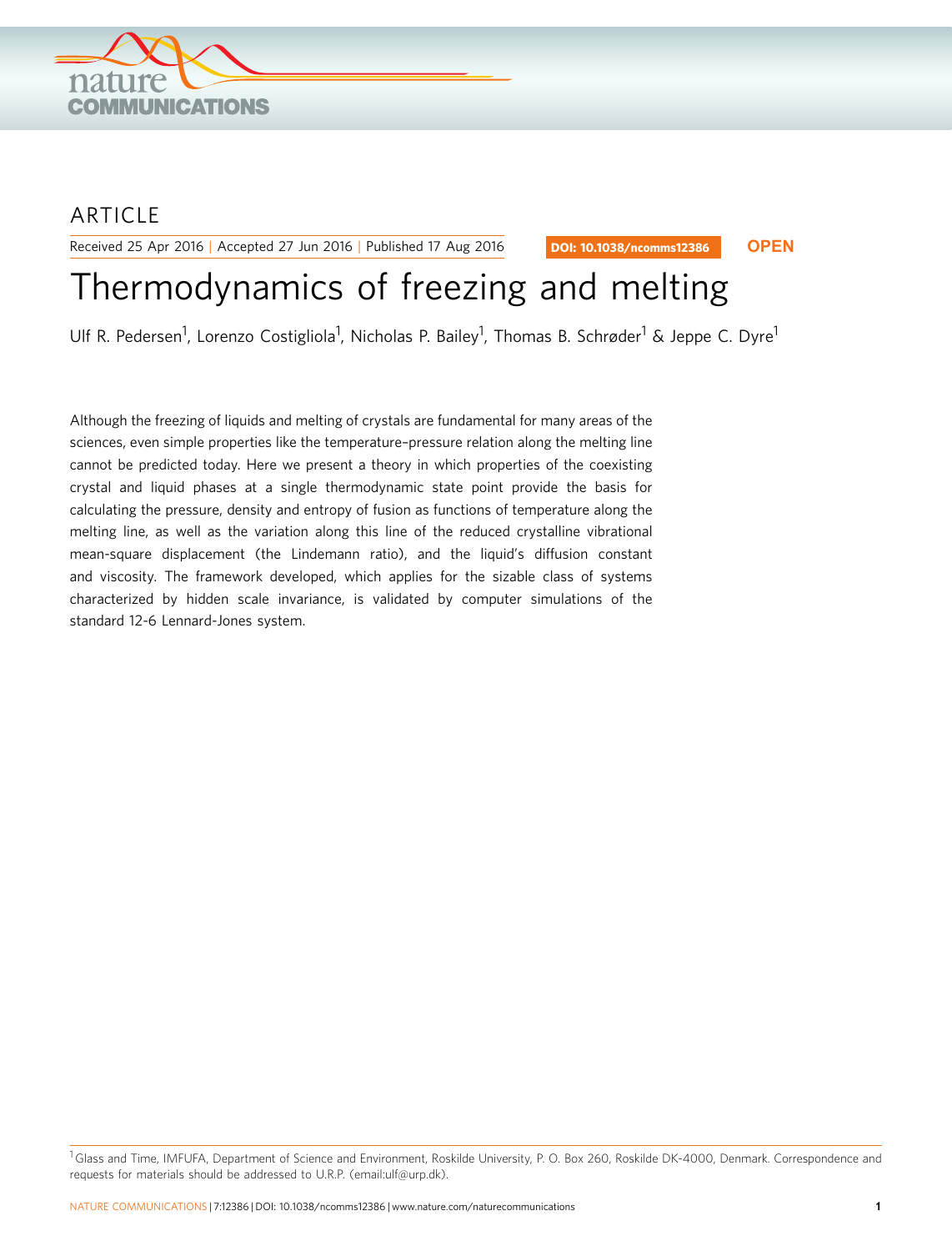ARTICLE

Received 25 Apr 2016 | Accepted 27 Jun 2016 | Published 17 Aug 2016

DOI: 10.1038/ncomms12386 **OPEN**

# Thermodynamics of freezing and melting

Ulf R. Pedersen[1], Lorenzo Costigliola[1], Nicholas P. Bailey[1], Thomas B. Schrøder[1] & Jeppe C. Dyre[1]

Although the freezing of liquids and melting of crystals are fundamental for many areas of the sciences, even simple properties like the temperature–pressure relation along the melting line cannot be predicted today. Here we present a theory in which properties of the coexisting crystal and liquid phases at a single thermodynamic state point provide the basis for calculating the pressure, density and entropy of fusion as functions of temperature along the melting line, as well as the variation along this line of the reduced crystalline vibrational mean-square displacement (the Lindemann ratio), and the liquid's diffusion constant and viscosity. The framework developed, which applies for the sizable class of systems characterized by hidden scale invariance, is validated by computer simulations of the standard 12-6 Lennard-Jones system.

[1] Glass and Time, IMFUFA, Department of Science and Environment, Roskilde University, P. O. Box 260, Roskilde DK-4000, Denmark. Correspondence and requests for materials should be addressed to U.R.P. (email:ulf@urp.dk).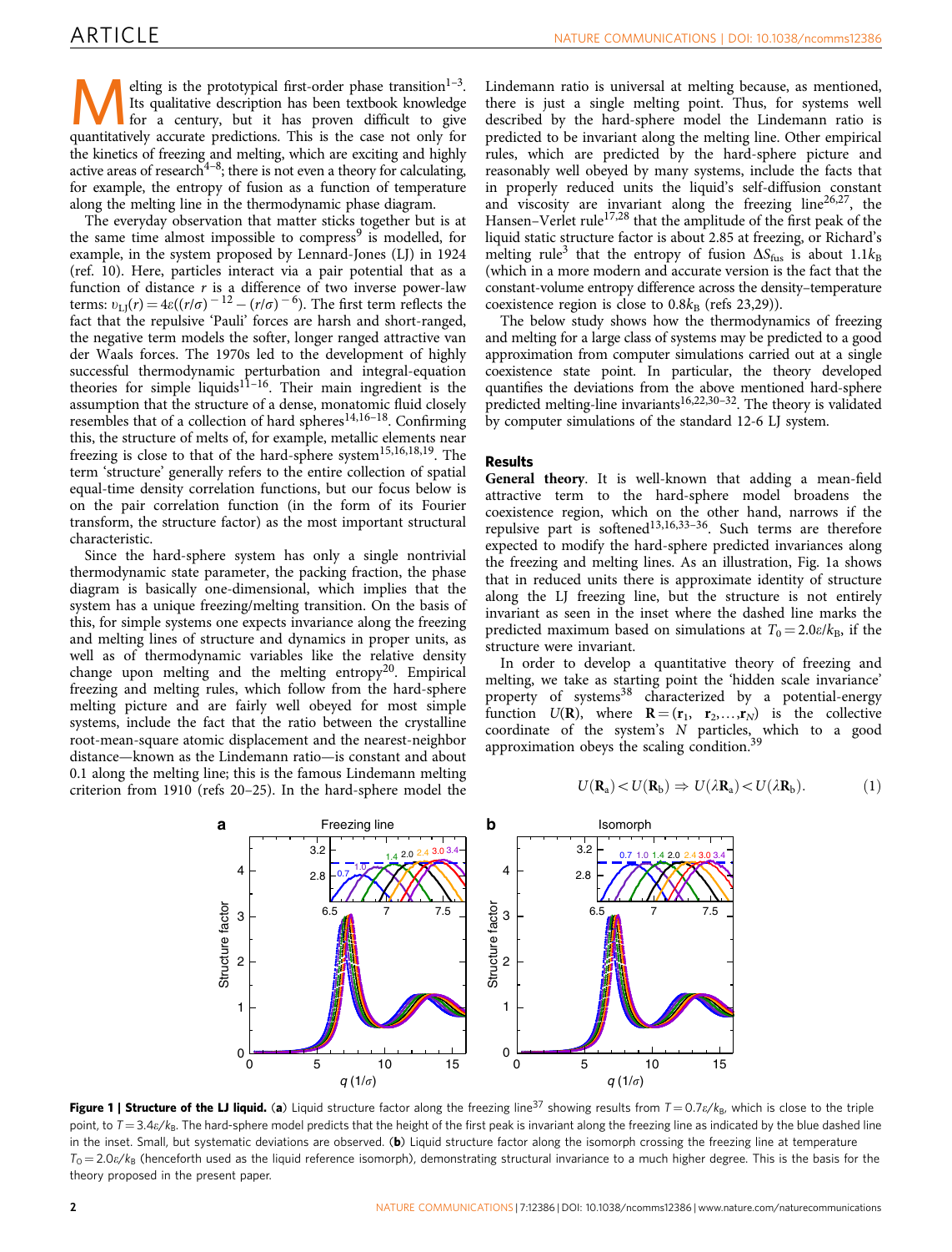Melting is the prototypical first-order phase transition[1–3]. Its qualitative description has been textbook knowledge for a century, but it has proven difficult to give quantitatively accurate predictions. This is the case not only for the kinetics of freezing and melting, which are exciting and highly active areas of research[4–8]; there is not even a theory for calculating, for example, the entropy of fusion as a function of temperature along the melting line in the thermodynamic phase diagram.

The everyday observation that matter sticks together but is at the same time almost impossible to compress[9] is modelled, for example, in the system proposed by Lennard-Jones (LJ) in 1924 (ref. 10). Here, particles interact via a pair potential that as a function of distance $r$ is a difference of two inverse power-law terms: $v_{\rm LJ}(r) = 4\varepsilon((r/\sigma)^{-12} - (r/\sigma)^{-6})$. The first term reflects the fact that the repulsive 'Pauli' forces are harsh and short-ranged, the negative term models the softer, longer ranged attractive van der Waals forces. The 1970s led to the development of highly successful thermodynamic perturbation and integral-equation theories for simple liquids[11–16]. Their main ingredient is the assumption that the structure of a dense, monatomic fluid closely resembles that of a collection of hard spheres[14,16–18]. Confirming this, the structure of melts of, for example, metallic elements near freezing is close to that of the hard-sphere system[15,16,18,19]. The term 'structure' generally refers to the entire collection of spatial equal-time density correlation functions, but our focus below is on the pair correlation function (in the form of its Fourier transform, the structure factor) as the most important structural characteristic.

Since the hard-sphere system has only a single nontrivial thermodynamic state parameter, the packing fraction, the phase diagram is basically one-dimensional, which implies that the system has a unique freezing/melting transition. On the basis of this, for simple systems one expects invariance along the freezing and melting lines of structure and dynamics in proper units, as well as of thermodynamic variables like the relative density change upon melting and the melting entropy[20]. Empirical freezing and melting rules, which follow from the hard-sphere melting picture and are fairly well obeyed for most simple systems, include the fact that the ratio between the crystalline root-mean-square atomic displacement and the nearest-neighbor distance—known as the Lindemann ratio—is constant and about 0.1 along the melting line; this is the famous Lindemann melting criterion from 1910 (refs 20–25). In the hard-sphere model the Lindemann ratio is universal at melting because, as mentioned, there is just a single melting point. Thus, for systems well described by the hard-sphere model the Lindemann ratio is predicted to be invariant along the melting line. Other empirical rules, which are predicted by the hard-sphere picture and reasonably well obeyed by many systems, include the facts that in properly reduced units the liquid's self-diffusion constant and viscosity are invariant along the freezing line[26,27], the Hansen–Verlet rule[17,28] that the amplitude of the first peak of the liquid static structure factor is about 2.85 at freezing, or Richard's melting rule[3] that the entropy of fusion $\Delta S_{\rm fus}$ is about $1.1k_{\rm B}$ (which in a more modern and accurate version is the fact that the constant-volume entropy difference across the density–temperature coexistence region is close to $0.8k_{\rm B}$ (refs 23,29)).

The below study shows how the thermodynamics of freezing and melting for a large class of systems may be predicted to a good approximation from computer simulations carried out at a single coexistence state point. In particular, the theory developed quantifies the deviations from the above mentioned hard-sphere predicted melting-line invariants[16,22,30–32]. The theory is validated by computer simulations of the standard 12-6 LJ system.

## Results

**General theory**. It is well-known that adding a mean-field attractive term to the hard-sphere model broadens the coexistence region, which on the other hand, narrows if the repulsive part is softened[13,16,33–36]. Such terms are therefore expected to modify the hard-sphere predicted invariances along the freezing and melting lines. As an illustration, Fig. 1a shows that in reduced units there is approximate identity of structure along the LJ freezing line, but the structure is not entirely invariant as seen in the inset where the dashed line marks the predicted maximum based on simulations at $T_0 = 2.0\varepsilon/k_{\rm B}$, if the structure were invariant.

In order to develop a quantitative theory of freezing and melting, we take as starting point the 'hidden scale invariance' property of systems[38] characterized by a potential-energy function $U(\mathbf{R})$, where $\mathbf{R} = (\mathbf{r}_1, \mathbf{r}_2, \ldots, \mathbf{r}_N)$ is the collective coordinate of the system's $N$ particles, which to a good approximation obeys the scaling condition.[39]

$$U(\mathbf{R}_{\rm a}) < U(\mathbf{R}_{\rm b}) \Rightarrow U(\lambda\mathbf{R}_{\rm a}) < U(\lambda\mathbf{R}_{\rm b}). \tag{1}$$

**Figure 1 | Structure of the LJ liquid.** (**a**) Liquid structure factor along the freezing line[37] showing results from $T = 0.7\varepsilon/k_{\rm B}$, which is close to the triple point, to $T = 3.4\varepsilon/k_{\rm B}$. The hard-sphere model predicts that the height of the first peak is invariant along the freezing line as indicated by the blue dashed line in the inset. Small, but systematic deviations are observed. (**b**) Liquid structure factor along the isomorph crossing the freezing line at temperature $T_0 = 2.0\varepsilon/k_{\rm B}$ (henceforth used as the liquid reference isomorph), demonstrating structural invariance to a much higher degree. This is the basis for the theory proposed in the present paper.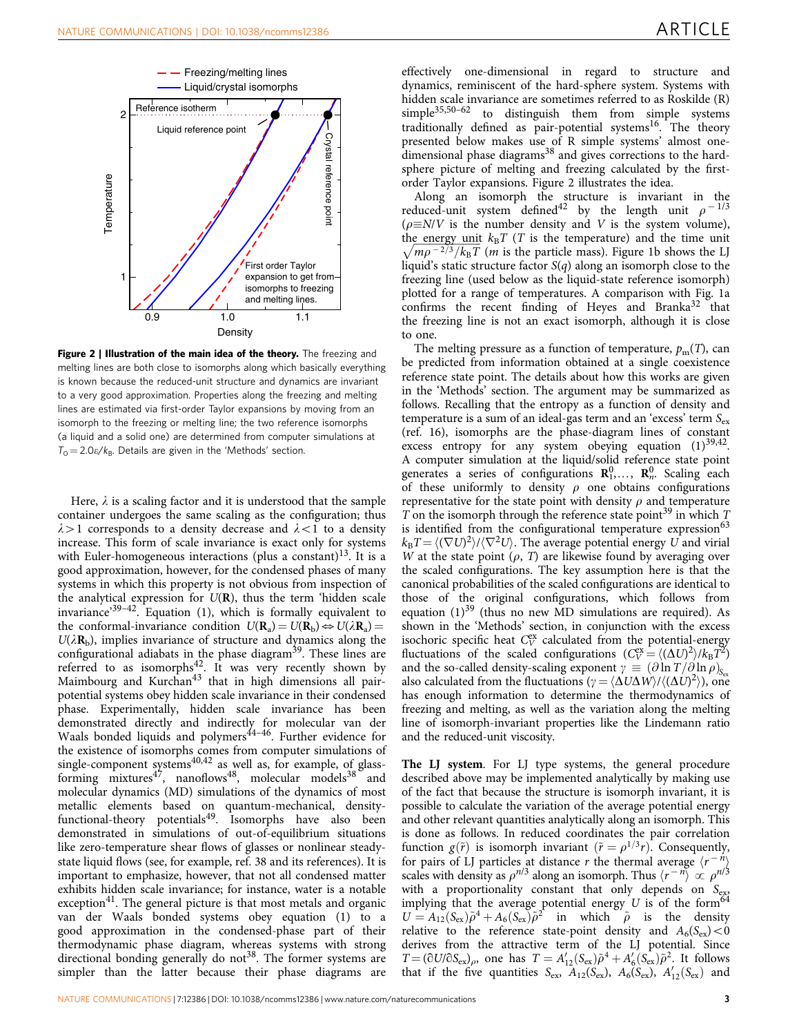**Figure 2 | Illustration of the main idea of the theory.** The freezing and melting lines are both close to isomorphs along which basically everything is known because the reduced-unit structure and dynamics are invariant to a very good approximation. Properties along the freezing and melting lines are estimated via first-order Taylor expansions by moving from an isomorph to the freezing or melting line; the two reference isomorphs (a liquid and a solid one) are determined from computer simulations at $T_0 = 2.0\varepsilon/k_B$. Details are given in the 'Methods' section.

Here, $\lambda$ is a scaling factor and it is understood that the sample container undergoes the same scaling as the configuration; thus $\lambda > 1$ corresponds to a density decrease and $\lambda < 1$ to a density increase. This form of scale invariance is exact only for systems with Euler-homogeneous interactions (plus a constant)[13]. It is a good approximation, however, for the condensed phases of many systems in which this property is not obvious from inspection of the analytical expression for $U(\mathbf{R})$, thus the term 'hidden scale invariance'[39–42]. Equation (1), which is formally equivalent to the conformal-invariance condition $U(\mathbf{R}_a) = U(\mathbf{R}_b) \Leftrightarrow U(\lambda\mathbf{R}_a) = U(\lambda\mathbf{R}_b)$, implies invariance of structure and dynamics along the configurational adiabats in the phase diagram[39]. These lines are referred to as isomorphs[42]. It was very recently shown by Maimbourg and Kurchan[43] that in high dimensions all pair-potential systems obey hidden scale invariance in their condensed phase. Experimentally, hidden scale invariance has been demonstrated directly and indirectly for molecular van der Waals bonded liquids and polymers[44–46]. Further evidence for the existence of isomorphs comes from computer simulations of single-component systems[40,42] as well as, for example, of glass-forming mixtures[47], nanoflows[48], molecular models[38] and molecular dynamics (MD) simulations of the dynamics of most metallic elements based on quantum-mechanical, density-functional-theory potentials[49]. Isomorphs have also been demonstrated in simulations of out-of-equilibrium situations like zero-temperature shear flows of glasses or nonlinear steady-state liquid flows (see, for example, ref. 38 and its references). It is important to emphasize, however, that not all condensed matter exhibits hidden scale invariance; for instance, water is a notable exception[41]. The general picture is that most metals and organic van der Waals bonded systems obey equation (1) to a good approximation in the condensed-phase part of their thermodynamic phase diagram, whereas systems with strong directional bonding generally do not[38]. The former systems are simpler than the latter because their phase diagrams are effectively one-dimensional in regard to structure and dynamics, reminiscent of the hard-sphere system. Systems with hidden scale invariance are sometimes referred to as Roskilde (R) simple[35,50–62] to distinguish them from simple systems traditionally defined as pair-potential systems[16]. The theory presented below makes use of R simple systems' almost one-dimensional phase diagrams[38] and gives corrections to the hard-sphere picture of melting and freezing calculated by the first-order Taylor expansions. Figure 2 illustrates the idea.

Along an isomorph the structure is invariant in the reduced-unit system defined[42] by the length unit $\rho^{-1/3}$ ($\rho \equiv N/V$ is the number density and $V$ is the system volume), the energy unit $k_BT$ ($T$ is the temperature) and the time unit $\sqrt{m\rho^{-2/3}/k_BT}$ ($m$ is the particle mass). Figure 1b shows the LJ liquid's static structure factor $S(q)$ along an isomorph close to the freezing line (used below as the liquid-state reference isomorph) plotted for a range of temperatures. A comparison with Fig. 1a confirms the recent finding of Heyes and Branka[32] that the freezing line is not an exact isomorph, although it is close to one.

The melting pressure as a function of temperature, $p_m(T)$, can be predicted from information obtained at a single coexistence reference state point. The details about how this works are given in the 'Methods' section. The argument may be summarized as follows. Recalling that the entropy as a function of density and temperature is a sum of an ideal-gas term and an 'excess' term $S_{ex}$ (ref. 16), isomorphs are the phase-diagram lines of constant excess entropy for any system obeying equation (1)[39,42]. A computer simulation at the liquid/solid reference state point generates a series of configurations $\mathbf{R}_1^0, \ldots, \mathbf{R}_n^0$. Scaling each of these uniformly to density $\rho$ one obtains configurations representative for the state point with density $\rho$ and temperature $T$ on the isomorph through the reference state point[39] in which $T$ is identified from the configurational temperature expression[63] $k_BT = \langle(\nabla U)^2\rangle/\langle\nabla^2 U\rangle$. The average potential energy $U$ and virial $W$ at the state point $(\rho, T)$ are likewise found by averaging over the scaled configurations. The key assumption here is that the canonical probabilities of the scaled configurations are identical to those of the original configurations, which follows from equation (1)[39] (thus no new MD simulations are required). As shown in the 'Methods' section, in conjunction with the excess isochoric specific heat $C_V^{ex}$ calculated from the potential-energy fluctuations of the scaled configurations ($C_V^{ex} = \langle(\Delta U)^2\rangle/k_BT^2$) and the so-called density-scaling exponent $\gamma \equiv (\partial \ln T/\partial \ln \rho)_{S_{ex}}$ also calculated from the fluctuations ($\gamma = \langle\Delta U \Delta W\rangle/\langle(\Delta U)^2\rangle$), one has enough information to determine the thermodynamics of freezing and melting, as well as the variation along the melting line of isomorph-invariant properties like the Lindemann ratio and the reduced-unit viscosity.

**The LJ system**. For LJ type systems, the general procedure described above may be implemented analytically by making use of the fact that because the structure is isomorph invariant, it is possible to calculate the variation of the average potential energy and other relevant quantities analytically along an isomorph. This is done as follows. In reduced coordinates the pair correlation function $g(\tilde{r})$ is isomorph invariant ($\tilde{r} = \rho^{1/3}r$). Consequently, for pairs of LJ particles at distance $r$ the thermal average $\langle r^{-n}\rangle$ scales with density as $\rho^{n/3}$ along an isomorph. Thus $\langle r^{-n}\rangle \propto \rho^{n/3}$ with a proportionality constant that only depends on $S_{ex}$, implying that the average potential energy $U$ is of the form[64] $U = A_{12}(S_{ex})\tilde{\rho}^4 + A_6(S_{ex})\tilde{\rho}^2$ in which $\tilde{\rho}$ is the density relative to the reference state-point density and $A_6(S_{ex}) < 0$ derives from the attractive term of the LJ potential. Since $T = (\partial U/\partial S_{ex})_\rho$, one has $T = A'_{12}(S_{ex})\tilde{\rho}^4 + A'_6(S_{ex})\tilde{\rho}^2$. It follows that if the five quantities $S_{ex}$, $A_{12}(S_{ex})$, $A_6(S_{ex})$, $A'_{12}(S_{ex})$ and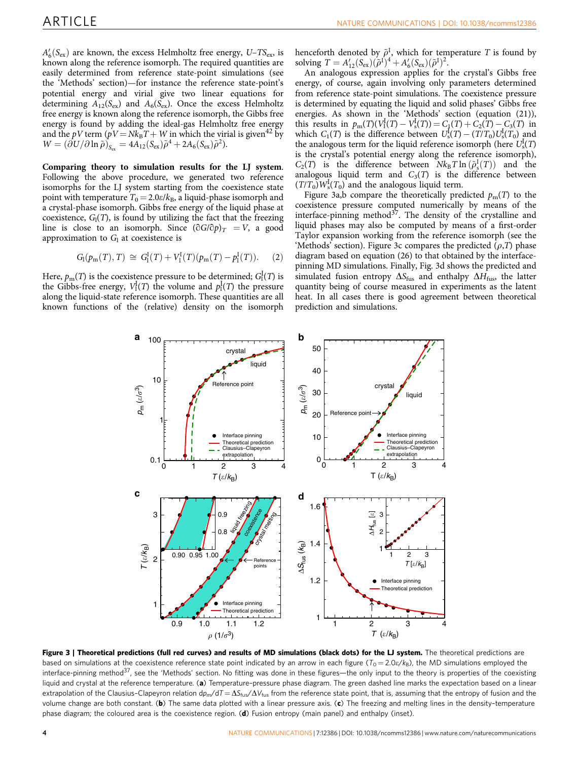$A'_6(S_{ex})$ are known, the excess Helmholtz free energy, $U–TS_{ex}$, is known along the reference isomorph. The required quantities are easily determined from reference state-point simulations (see the 'Methods' section)—for instance the reference state-point's potential energy and virial give two linear equations for determining $A_{12}(S_{ex})$ and $A_6(S_{ex})$. Once the excess Helmholtz free energy is known along the reference isomorph, the Gibbs free energy is found by adding the ideal-gas Helmholtz free energy and the $pV$ term ($pV = Nk_BT + W$ in which the virial is given[42] by $W = (\partial U/\partial \ln \tilde{\rho})_{S_{ex}} = 4A_{12}(S_{ex})\tilde{\rho}^4 + 2A_6(S_{ex})\tilde{\rho}^2$).

**Comparing theory to simulation results for the LJ system.** Following the above procedure, we generated two reference isomorphs for the LJ system starting from the coexistence state point with temperature $T_0 = 2.0\varepsilon/k_B$, a liquid-phase isomorph and a crystal-phase isomorph. Gibbs free energy of the liquid phase at coexistence, $G_l(T)$, is found by utilizing the fact that the freezing line is close to an isomorph. Since $(\partial G/\partial p)_T = V$, a good approximation to $G_l$ at coexistence is

$$G_l(p_m(T), T) \cong G_l^I(T) + V_l^I(T)(p_m(T) - p_l^I(T)). \quad (2)$$

Here, $p_m(T)$ is the coexistence pressure to be determined; $G_l^I(T)$ is the Gibbs-free energy, $V_l^I(T)$ the volume and $p_l^I(T)$ the pressure along the liquid-state reference isomorph. These quantities are all known functions of the (relative) density on the isomorph henceforth denoted by $\tilde{\rho}^I$, which for temperature $T$ is found by solving $T = A'_{12}(S_{ex})(\tilde{\rho}^I)^4 + A'_6(S_{ex})(\tilde{\rho}^I)^2$.

An analogous expression applies for the crystal's Gibbs free energy, of course, again involving only parameters determined from reference state-point simulations. The coexistence pressure is determined by equating the liquid and solid phases' Gibbs free energies. As shown in the 'Methods' section (equation (21)), this results in $p_m(T)(V_l^I(T) - V_s^I(T)) = C_1(T) + C_2(T) - C_3(T)$ in which $C_1(T)$ is the difference between $U_s^I(T) - (T/T_0)U_s^I(T_0)$ and the analogous term for the liquid reference isomorph (here $U_s^I(T)$ is the crystal's potential energy along the reference isomorph), $C_2(T)$ is the difference between $Nk_BT\ln(\tilde{\rho}_s^I(T))$ and the analogous liquid term and $C_3(T)$ is the difference between $(T/T_0)W_s^I(T_0)$ and the analogous liquid term.

Figure 3a,b compare the theoretically predicted $p_m(T)$ to the coexistence pressure computed numerically by means of the interface-pinning method[37]. The density of the crystalline and liquid phases may also be computed by means of a first-order Taylor expansion working from the reference isomorph (see the 'Methods' section). Figure 3c compares the predicted $(\rho,T)$ phase diagram based on equation (26) to that obtained by the interface-pinning MD simulations. Finally, Fig. 3d shows the predicted and simulated fusion entropy $\Delta S_{fus}$ and enthalpy $\Delta H_{fus}$, the latter quantity being of course measured in experiments as the latent heat. In all cases there is good agreement between theoretical prediction and simulations.

**Figure 3 | Theoretical predictions (full red curves) and results of MD simulations (black dots) for the LJ system.** The theoretical predictions are based on simulations at the coexistence reference state point indicated by an arrow in each figure ($T_0 = 2.0\varepsilon/k_B$), the MD simulations employed the interface-pinning method[37], see the 'Methods' section. No fitting was done in these figures—the only input to the theory is properties of the coexisting liquid and crystal at the reference temperature. (**a**) Temperature–pressure phase diagram. The green dashed line marks the expectation based on a linear extrapolation of the Clausius–Clapeyron relation $dp_m/dT = \Delta S_{fus}/\Delta V_{fus}$ from the reference state point, that is, assuming that the entropy of fusion and the volume change are both constant. (**b**) The same data plotted with a linear pressure axis. (**c**) The freezing and melting lines in the density–temperature phase diagram; the coloured area is the coexistence region. (**d**) Fusion entropy (main panel) and enthalpy (inset).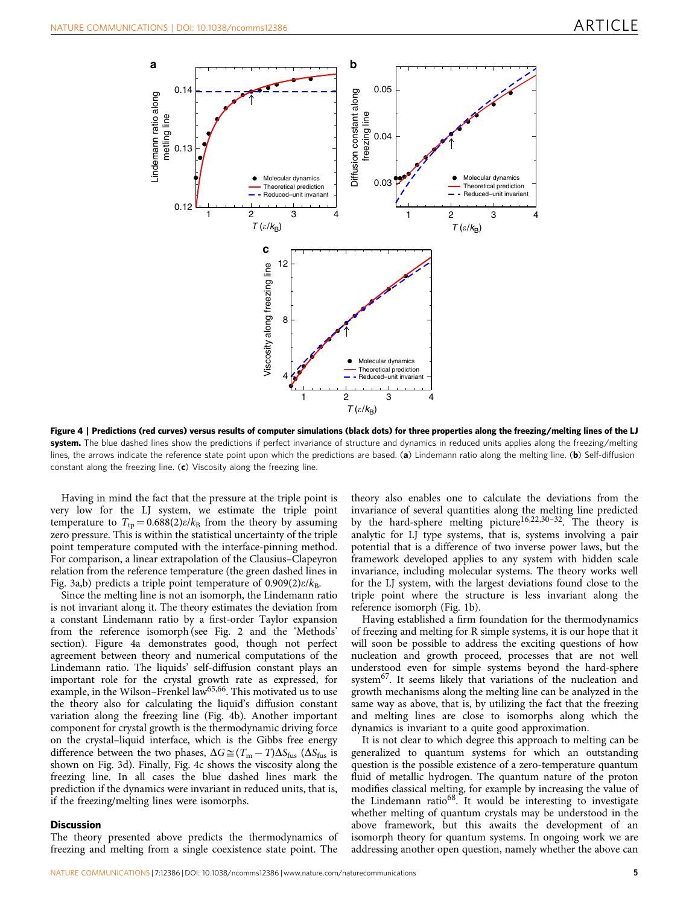**Figure 4 | Predictions (red curves) versus results of computer simulations (black dots) for three properties along the freezing/melting lines of the LJ system.** The blue dashed lines show the predictions if perfect invariance of structure and dynamics in reduced units applies along the freezing/melting lines, the arrows indicate the reference state point upon which the predictions are based. (**a**) Lindemann ratio along the melting line. (**b**) Self-diffusion constant along the freezing line. (**c**) Viscosity along the freezing line.

Having in mind the fact that the pressure at the triple point is very low for the LJ system, we estimate the triple point temperature to $T_{tp} = 0.688(2)\varepsilon/k_B$ from the theory by assuming zero pressure. This is within the statistical uncertainty of the triple point temperature computed with the interface-pinning method. For comparison, a linear extrapolation of the Clausius–Clapeyron relation from the reference temperature (the green dashed lines in Fig. 3a,b) predicts a triple point temperature of $0.909(2)\varepsilon/k_B$.

Since the melting line is not an isomorph, the Lindemann ratio is not invariant along it. The theory estimates the deviation from a constant Lindemann ratio by a first-order Taylor expansion from the reference isomorph (see Fig. 2 and the 'Methods' section). Figure 4a demonstrates good, though not perfect agreement between theory and numerical computations of the Lindemann ratio. The liquids' self-diffusion constant plays an important role for the crystal growth rate as expressed, for example, in the Wilson–Frenkel law[65,66]. This motivated us to use the theory also for calculating the liquid's diffusion constant variation along the freezing line (Fig. 4b). Another important component for crystal growth is the thermodynamic driving force on the crystal–liquid interface, which is the Gibbs free energy difference between the two phases, $\Delta G \cong (T_m - T)\Delta S_{fus}$ ($\Delta S_{fus}$ is shown on Fig. 3d). Finally, Fig. 4c shows the viscosity along the freezing line. In all cases the blue dashed lines mark the prediction if the dynamics were invariant in reduced units, that is, if the freezing/melting lines were isomorphs.

## Discussion

The theory presented above predicts the thermodynamics of freezing and melting from a single coexistence state point. The theory also enables one to calculate the deviations from the invariance of several quantities along the melting line predicted by the hard-sphere melting picture[16,22,30–32]. The theory is analytic for LJ type systems, that is, systems involving a pair potential that is a difference of two inverse power laws, but the framework developed applies to any system with hidden scale invariance, including molecular systems. The theory works well for the LJ system, with the largest deviations found close to the triple point where the structure is less invariant along the reference isomorph (Fig. 1b).

Having established a firm foundation for the thermodynamics of freezing and melting for R simple systems, it is our hope that it will soon be possible to address the exciting questions of how nucleation and growth proceed, processes that are not well understood even for simple systems beyond the hard-sphere system[67]. It seems likely that variations of the nucleation and growth mechanisms along the melting line can be analyzed in the same way as above, that is, by utilizing the fact that the freezing and melting lines are close to isomorphs along which the dynamics is invariant to a quite good approximation.

It is not clear to which degree this approach to melting can be generalized to quantum systems for which an outstanding question is the possible existence of a zero-temperature quantum fluid of metallic hydrogen. The quantum nature of the proton modifies classical melting, for example by increasing the value of the Lindemann ratio[68]. It would be interesting to investigate whether melting of quantum crystals may be understood in the above framework, but this awaits the development of an isomorph theory for quantum systems. In ongoing work we are addressing another open question, namely whether the above can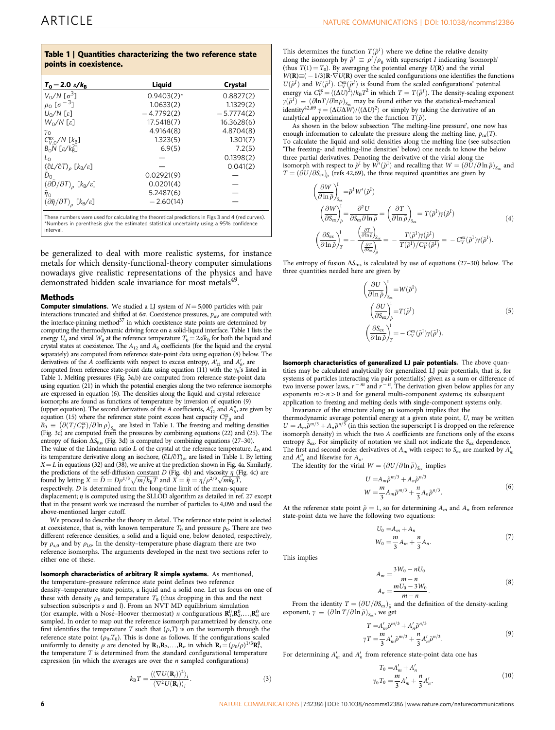**Table 1 | Quantities characterizing the two reference state points in coexistence.**

| $T_0 = 2.0\ \varepsilon/k_B$ | Liquid | Crystal |
|---|---|---|
| $V_0/N$ [$\sigma^3$] | 0.9403(2)* | 0.8827(2) |
| $\rho_0$ [$\sigma^{-3}$] | 1.0633(2) | 1.1329(2) |
| $U_0/N$ [$\varepsilon$] | −4.7792(2) | −5.7774(2) |
| $W_0/N$ [$\varepsilon$] | 17.5418(7) | 16.3628(6) |
| $\gamma_0$ | 4.9164(8) | 4.8704(8) |
| $C^{ex}_{V,0}/N$ [$k_B$] | 1.323(5) | 1.301(7) |
| $B_0N$ [$\varepsilon/k_B^2$] | 6.9(5) | 7.2(5) |
| $L_0$ | — | 0.1398(2) |
| $(\partial L/\partial T)_\rho$ [$k_B/\varepsilon$] | — | 0.041(2) |
| $\tilde{D}_0$ | 0.02921(9) | — |
| $(\partial\tilde{D}/\partial T)_\rho$ [$k_B/\varepsilon$] | 0.0201(4) | — |
| $\tilde{\eta}_0$ | 5.2487(6) | — |
| $(\partial\tilde{\eta}/\partial T)_\rho$ [$k_B/\varepsilon$] | −2.60(14) | — |

These numbers were used for calculating the theoretical predictions in Figs 3 and 4 (red curves).
*Numbers in parenthesis give the estimated statistical uncertainty using a 95% confidence interval.

be generalized to deal with more realistic systems, for instance metals for which density-functional-theory computer simulations nowadays give realistic representations of the physics and have demonstrated hidden scale invariance for most metals[49].

## Methods

**Computer simulations.** We studied a LJ system of $N = 5{,}000$ particles with pair interactions truncated and shifted at $6\sigma$. Coexistence pressures, $p_m$, are computed with the interface-pinning method[37] in which coexistence state points are determined by computing the thermodynamic driving force on a solid-liquid interface. Table 1 lists the energy $U_0$ and virial $W_0$ at the reference temperature $T_0 = 2\varepsilon/k_B$ for both the liquid and crystal states at coexistence. The $A_{12}$ and $A_6$ coefficients (for the liquid and the crystal separately) are computed from reference state-point data using equation (8) below. The derivatives of the $A$ coefficients with respect to excess entropy, $A'_{12}$ and $A'_6$, are computed from reference state-point data using equation (11) with the $\gamma_0$'s listed in Table 1. Melting pressures (Fig. 3a,b) are computed from reference state-point data using equation (21) in which the potential energies along the two reference isomorphs are expressed in equation (6). The densities along the liquid and crystal reference isomorphs are found as functions of temperature by inversion of equation (9) (upper equation). The second derivatives of the $A$ coefficients, $A''_{12}$ and $A''_6$, are given by equation (15) where the reference state point excess heat capacity $C^{ex}_{V,0}$ and $B_0 \equiv \left(\partial(T/C^{ex}_V)/\partial\ln\rho\right)_{S_{ex}}$ are listed in Table 1. The freezing and melting densities (Fig. 3c) are computed from the pressures by combining equations (22) and (25). The entropy of fusion $\Delta S_{fus}$ (Fig. 3d) is computed by combining equations (27–30). The value of the Lindemann ratio $L$ of the crystal at the reference temperature, $L_0$ and its temperature derivative along an isochore, $(\partial L/\partial T)_\rho$, are listed in Table 1. By letting $X = L$ in equations (32) and (38), we arrive at the prediction shown in Fig. 4a. Similarly, the predictions of the self-diffusion constant $D$ (Fig. 4b) and viscosity $\eta$ (Fig. 4c) are found by letting $X = \tilde{D} = D\rho^{1/3}\sqrt{m/k_BT}$ and $X = \tilde{\eta} = \eta/\rho^{2/3}\sqrt{mk_BT}$, respectively. $D$ is determined from the long-time limit of the mean-square displacement; $\eta$ is computed using the SLLOD algorithm as detailed in ref. 27 except that in the present work we increased the number of particles to 4,096 and used the above-mentioned larger cutoff.

We proceed to describe the theory in detail. The reference state point is selected at coexistence, that is, with known temperature $T_0$ and pressure $p_0$. There are two different reference densities, a solid and a liquid one, below denoted, respectively, by $\rho_{s,0}$ and by $\rho_{l,0}$. In the density–temperature phase diagram there are two reference isomorphs. The arguments developed in the next two sections refer to either one of these.

**Isomorph characteristics of arbitrary R simple systems.** As mentioned, the temperature–pressure reference state point defines two reference density–temperature state points, a liquid and a solid one. Let us focus on one of these with density $\rho_0$ and temperature $T_0$ (thus dropping in this and the next subsection subscripts $s$ and $l$). From an NVT MD equilibrium simulation (for example, with a Nosé–Hoover thermostat) $n$ configurations $\mathbf{R}^0_1, \mathbf{R}^0_2, \ldots, \mathbf{R}^0_n$ are sampled. In order to map out the reference isomorph parametrized by density, one first identifies the temperature $T$ such that $(\rho, T)$ is on the isomorph through the reference state point $(\rho_0, T_0)$. This is done as follows. If the configurations scaled uniformly to density $\rho$ are denoted by $\mathbf{R}_1, \mathbf{R}_2, \ldots, \mathbf{R}_n$ in which $\mathbf{R}_i = (\rho_0/\rho)^{1/3}\mathbf{R}^0_i$, the temperature $T$ is determined from the standard configurational temperature expression (in which the averages are over the $n$ sampled configurations)

$$k_BT = \frac{\langle(\nabla U(\mathbf{R}_i))^2\rangle_i}{\langle\nabla^2 U(\mathbf{R}_i)\rangle_i}. \tag{3}$$

This determines the function $T(\tilde{\rho}^I)$ where we define the relative density along the isomorph by $\tilde{\rho}^I \equiv \rho^I/\rho_0$ with superscript $I$ indicating 'isomorph' (thus $T(1) = T_0$). By averaging the potential energy $U(\mathbf{R})$ and the virial $W(\mathbf{R}) \equiv (-1/3)\mathbf{R}\cdot\nabla U(\mathbf{R})$ over the scaled configurations one identifies the functions $U(\tilde{\rho}^I)$ and $W(\tilde{\rho}^I)$. $C^{ex}_V(\tilde{\rho}^I)$ is found from the scaled configurations' potential energy via $C^{ex}_V = \langle(\Delta U)^2\rangle/k_BT^2$ in which $T = T(\tilde{\rho}^I)$. The density-scaling exponent $\gamma(\tilde{\rho}^I) \equiv (\partial\ln T/\partial\ln\rho)_{S_{ex}}$ may be found either via the statistical-mechanical identity[42,69] $\gamma = \langle\Delta U\Delta W\rangle/\langle(\Delta U)^2\rangle$ or simply by taking the derivative of an analytical approximation to the function $T(\tilde{\rho})$.

As shown in the below subsection 'The melting-line pressure', one now has enough information to calculate the pressure along the melting line, $p_m(T)$. To calculate the liquid and solid densities along the melting line (see subsection 'The freezing- and melting-line densities' below) one needs to know the below three partial derivatives. Denoting the derivative of the virial along the isomorph with respect to $\tilde{\rho}^I$ by $W'(\tilde{\rho}^I)$ and recalling that $W = (\partial U/\partial\ln\tilde{\rho})_{S_{ex}}$ and $T = (\partial U/\partial S_{ex})_{\tilde{\rho}}$ (refs 42,69), the three required quantities are given by

$$\begin{aligned}
\left(\frac{\partial W}{\partial\ln\tilde{\rho}}\right)^I_{S_{ex}} &= \tilde{\rho}^I W'(\tilde{\rho}^I)\\
\left(\frac{\partial W}{\partial S_{ex}}\right)^I_{\tilde{\rho}} &= \frac{\partial^2 U}{\partial S_{ex}\partial\ln\tilde{\rho}} = \left(\frac{\partial T}{\partial\ln\tilde{\rho}}\right)_{S_{ex}} = T(\tilde{\rho}^I)\gamma(\tilde{\rho}^I)\\
\left(\frac{\partial S_{ex}}{\partial\ln\tilde{\rho}}\right)^I_T &= -\frac{\left(\frac{\partial T}{\partial\ln\tilde{\rho}}\right)_{S_{ex}}}{\left(\frac{\partial T}{\partial S_{ex}}\right)_{\tilde{\rho}}} = -\frac{T(\tilde{\rho}^I)\gamma(\tilde{\rho}^I)}{T(\tilde{\rho}^I)/C^{ex}_V(\tilde{\rho}^I)} = -C^{ex}_V(\tilde{\rho}^I)\gamma(\tilde{\rho}^I).
\end{aligned} \tag{4}$$

The entropy of fusion $\Delta S_{fus}$ is calculated by use of equations (27–30) below. The three quantities needed here are given by

$$\begin{aligned}
\left(\frac{\partial U}{\partial\ln\tilde{\rho}}\right)^I_{S_{ex}} &= W(\tilde{\rho}^I)\\
\left(\frac{\partial U}{\partial S_{ex}}\right)^I_{\tilde{\rho}} &= T(\tilde{\rho}^I)\\
\left(\frac{\partial S_{ex}}{\partial\ln\tilde{\rho}}\right)^I_T &= -C^{ex}_V(\tilde{\rho}^I)\gamma(\tilde{\rho}^I).
\end{aligned} \tag{5}$$

**Isomorph characteristics of generalized LJ pair potentials.** The above quantities may be calculated analytically for generalized LJ pair potentials, that is, for systems of particles interacting via pair potential(s) given as a sum or difference of two inverse power laws, $r^{-m}$ and $r^{-n}$. The derivation given below applies for any exponents $m > n > 0$ and for general multi-component systems; its subsequent application to freezing and melting deals with single-component systems only.

Invariance of the structure along an isomorph implies that the thermodynamic average potential energy at a given state point, $U$, may be written $U = A_m\tilde{\rho}^{m/3} + A_n\tilde{\rho}^{n/3}$ (in this section the superscript I is dropped on the reference isomorph density) in which the two $A$ coefficients are functions only of the excess entropy $S_{ex}$. For simplicity of notation we shall not indicate the $S_{ex}$ dependence. The first and second order derivatives of $A_m$ with respect to $S_{ex}$ are marked by $A'_m$ and $A''_m$ and likewise for $A_n$.

The identity for the virial $W = (\partial U/\partial\ln\tilde{\rho})_{S_{ex}}$ implies

$$\begin{aligned}
U &= A_m\tilde{\rho}^{m/3} + A_n\tilde{\rho}^{n/3}\\
W &= \frac{m}{3}A_m\tilde{\rho}^{m/3} + \frac{n}{3}A_n\tilde{\rho}^{n/3}.
\end{aligned} \tag{6}$$

At the reference state point $\tilde{\rho} = 1$, so for determining $A_m$ and $A_n$ from reference state-point data we have the following two equations:

$$\begin{aligned}
U_0 &= A_m + A_n\\
W_0 &= \frac{m}{3}A_m + \frac{n}{3}A_n.
\end{aligned} \tag{7}$$

This implies

$$\begin{aligned}
A_m &= \frac{3W_0 - nU_0}{m-n}\\
A_n &= \frac{mU_0 - 3W_0}{m-n}.
\end{aligned} \tag{8}$$

From the identity $T = (\partial U/\partial S_{ex})_{\tilde{\rho}}$ and the definition of the density-scaling exponent, $\gamma \equiv (\partial\ln T/\partial\ln\tilde{\rho})_{S_{ex}}$, we get

$$\begin{aligned}
T &= A'_m\tilde{\rho}^{m/3} + A'_n\tilde{\rho}^{n/3}\\
\gamma T &= \frac{m}{3}A'_m\tilde{\rho}^{m/3} + \frac{n}{3}A'_n\tilde{\rho}^{n/3}.
\end{aligned} \tag{9}$$

For determining $A'_m$ and $A'_n$ from reference state-point data one has

$$\begin{aligned}
T_0 &= A'_m + A'_n\\
\gamma_0 T_0 &= \frac{m}{3}A'_m + \frac{n}{3}A'_n.
\end{aligned} \tag{10}$$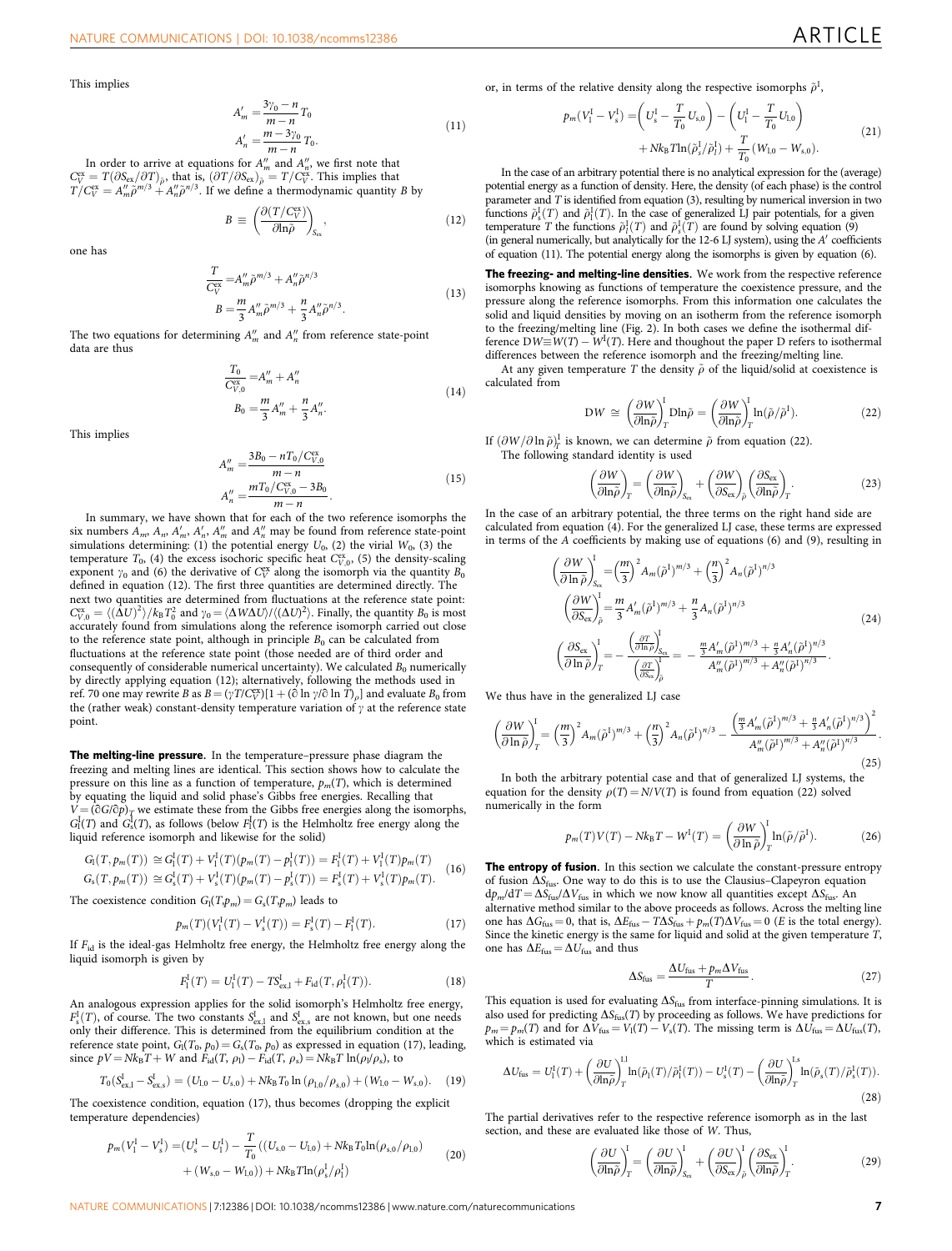This implies

$$
\begin{aligned}
A'_m &= \frac{3\gamma_0 - n}{m-n} T_0 \\
A'_n &= \frac{m - 3\gamma_0}{m-n} T_0.
\end{aligned} \tag{11}
$$

In order to arrive at equations for $A''_m$ and $A''_n$, we first note that $C_V^{\rm ex} = T(\partial S_{\rm ex}/\partial T)_{\tilde\rho}$, that is, $(\partial T/\partial S_{\rm ex})_{\tilde\rho} = T/C_V^{\rm ex}$. This implies that $T/C_V^{\rm ex} = A''_m \tilde\rho^{m/3} + A''_n \tilde\rho^{n/3}$. If we define a thermodynamic quantity $B$ by

$$
B \equiv \left(\frac{\partial (T/C_V^{\rm ex})}{\partial \ln\tilde\rho}\right)_{S_{\rm ex}}, \tag{12}
$$

one has

$$
\begin{aligned}
\frac{T}{C_V^{\rm ex}} &= A''_m \tilde\rho^{m/3} + A''_n \tilde\rho^{n/3} \\
B &= \frac{m}{3} A''_m \tilde\rho^{m/3} + \frac{n}{3} A''_n \tilde\rho^{n/3}.
\end{aligned} \tag{13}
$$

The two equations for determining $A''_m$ and $A''_n$ from reference state-point data are thus

$$
\begin{aligned}
\frac{T_0}{C_{V,0}^{\rm ex}} &= A''_m + A''_n \\
B_0 &= \frac{m}{3} A''_m + \frac{n}{3} A''_n.
\end{aligned} \tag{14}
$$

This implies

$$
\begin{aligned}
A''_m &= \frac{3B_0 - nT_0/C_{V,0}^{\rm ex}}{m-n} \\
A''_n &= \frac{mT_0/C_{V,0}^{\rm ex} - 3B_0}{m-n}.
\end{aligned} \tag{15}
$$

In summary, we have shown that for each of the two reference isomorphs the six numbers $A_m$, $A_n$, $A'_m$, $A'_n$, $A''_m$ and $A''_n$ may be found from reference state-point simulations determining: (1) the potential energy $U_0$, (2) the virial $W_0$, (3) the temperature $T_0$, (4) the excess isochoric specific heat $C_{V,0}^{\rm ex}$, (5) the density-scaling exponent $\gamma_0$ and (6) the derivative of $C_V^{\rm ex}$ along the isomorph via the quantity $B_0$ defined in equation (12). The first three quantities are determined directly. The next two quantities are determined from fluctuations at the reference state point: $C_{V,0}^{\rm ex} = \langle(\Delta U)^2\rangle / k_B T_0^2$ and $\gamma_0 = \langle \Delta W \Delta U\rangle / \langle(\Delta U)^2\rangle$. Finally, the quantity $B_0$ is most accurately found from simulations along the reference isomorph carried out close to the reference state point, although in principle $B_0$ can be calculated from fluctuations at the reference state point (those needed are of third order and consequently of considerable numerical uncertainty). We calculated $B_0$ numerically by directly applying equation (12); alternatively, following the methods used in ref. 70 one may rewrite $B$ as $B = (\gamma T/C_V^{\rm ex})[1 + (\partial \ln\gamma/\partial \ln T)_\rho]$ and evaluate $B_0$ from the (rather weak) constant-density temperature variation of $\gamma$ at the reference state point.

**The melting-line pressure.** In the temperature–pressure phase diagram the freezing and melting lines are identical. This section shows how to calculate the pressure on this line as a function of temperature, $p_m(T)$, which is determined by equating the liquid and solid phase's Gibbs free energies. Recalling that $V = (\partial G/\partial p)_T$ we estimate these from the Gibbs free energies along the isomorphs, $G_l^I(T)$ and $G_s^I(T)$, as follows (below $F_l^I(T)$ is the Helmholtz free energy along the liquid reference isomorph and likewise for the solid)

$$
\begin{aligned}
G_l(T, p_m(T)) &\cong G_l^I(T) + V_l^I(T)(p_m(T) - p_l^I(T)) = F_l^I(T) + V_l^I(T) p_m(T) \\
G_s(T, p_m(T)) &\cong G_s^I(T) + V_s^I(T)(p_m(T) - p_s^I(T)) = F_s^I(T) + V_s^I(T) p_m(T).
\end{aligned} \tag{16}
$$

The coexistence condition $G_l(T,p_m) = G_s(T,p_m)$ leads to

$$
p_m(T)(V_l^I(T) - V_s^I(T)) = F_s^I(T) - F_l^I(T). \tag{17}
$$

If $F_{\rm id}$ is the ideal-gas Helmholtz free energy, the Helmholtz free energy along the liquid isomorph is given by

$$
F_l^I(T) = U_l^I(T) - TS_{\rm ex,l}^I + F_{\rm id}(T, \rho_l^I(T)). \tag{18}
$$

An analogous expression applies for the solid isomorph's Helmholtz free energy, $F_s^I(T)$, of course. The two constants $S_{\rm ex,l}^I$ and $S_{\rm ex,s}^I$ are not known, but one needs only their difference. This is determined from the equilibrium condition at the reference state point, $G_l(T_0, p_0) = G_s(T_0, p_0)$ as expressed in equation (17), leading, since $pV = Nk_BT + W$ and $F_{\rm id}(T, \rho_l) - F_{\rm id}(T, \rho_s) = Nk_BT\ln(\rho_l/\rho_s)$, to

$$
T_0(S_{\rm ex,l}^I - S_{\rm ex,s}^I) = (U_{l,0} - U_{s,0}) + Nk_BT_0 \ln(\rho_{l,0}/\rho_{s,0}) + (W_{l,0} - W_{s,0}). \tag{19}
$$

The coexistence condition, equation (17), thus becomes (dropping the explicit temperature dependencies)

$$
\begin{aligned}
p_m(V_l^I - V_s^I) = &(U_s^I - U_l^I) - \frac{T}{T_0}\left((U_{s,0} - U_{l,0}) + Nk_BT_0\ln(\rho_{s,0}/\rho_{l,0})\right. \\
&\left. + (W_{s,0} - W_{l,0})\right) + Nk_BT\ln(\rho_s^I/\rho_l^I)
\end{aligned} \tag{20}
$$

or, in terms of the relative density along the respective isomorphs $\tilde\rho^I$,

$$
\begin{aligned}
p_m(V_l^I - V_s^I) = &\left(U_s^I - \frac{T}{T_0}U_{s,0}\right) - \left(U_l^I - \frac{T}{T_0}U_{l,0}\right) \\
&+ Nk_BT\ln(\tilde\rho_s^I/\tilde\rho_l^I) + \frac{T}{T_0}(W_{l,0} - W_{s,0}).
\end{aligned} \tag{21}
$$

In the case of an arbitrary potential there is no analytical expression for the (average) potential energy as a function of density. Here, the density (of each phase) is the control parameter and $T$ is identified from equation (3), resulting by numerical inversion in two functions $\tilde\rho_s^I(T)$ and $\tilde\rho_l^I(T)$. In the case of generalized LJ pair potentials, for a given temperature $T$ the functions $\tilde\rho_l^I(T)$ and $\tilde\rho_s^I(T)$ are found by solving equation (9) (in general numerically, but analytically for the 12-6 LJ system), using the $A'$ coefficients of equation (11). The potential energy along the isomorphs is given by equation (6).

**The freezing- and melting-line densities.** We work from the respective reference isomorphs knowing as functions of temperature the coexistence pressure, and the pressure along the reference isomorphs. From this information one calculates the solid and liquid densities by moving on an isotherm from the reference isomorph to the freezing/melting line (Fig. 2). In both cases we define the isothermal difference $DW \equiv W(T) - W^I(T)$. Here and thoughout the paper D refers to isothermal differences between the reference isomorph and the freezing/melting line.

At any given temperature $T$ the density $\tilde\rho$ of the liquid/solid at coexistence is calculated from

$$
DW \cong \left(\frac{\partial W}{\partial \ln\tilde\rho}\right)_T^I D\ln\tilde\rho = \left(\frac{\partial W}{\partial \ln\tilde\rho}\right)_T^I \ln(\tilde\rho/\tilde\rho^I). \tag{22}
$$

If $(\partial W/\partial \ln\tilde\rho)_T^I$ is known, we can determine $\tilde\rho$ from equation (22).

The following standard identity is used

$$
\left(\frac{\partial W}{\partial \ln\tilde\rho}\right)_T = \left(\frac{\partial W}{\partial \ln\tilde\rho}\right)_{S_{\rm ex}} + \left(\frac{\partial W}{\partial S_{\rm ex}}\right)_{\tilde\rho}\left(\frac{\partial S_{\rm ex}}{\partial \ln\tilde\rho}\right)_T. \tag{23}
$$

In the case of an arbitrary potential, the three terms on the right hand side are calculated from equation (4). For the generalized LJ case, these terms are expressed in terms of the $A$ coefficients by making use of equations (6) and (9), resulting in

$$
\begin{aligned}
\left(\frac{\partial W}{\partial \ln\tilde\rho}\right)_{S_{\rm ex}}^I &= \left(\frac{m}{3}\right)^2 A_m (\tilde\rho^I)^{m/3} + \left(\frac{n}{3}\right)^2 A_n (\tilde\rho^I)^{n/3} \\
\left(\frac{\partial W}{\partial S_{\rm ex}}\right)_{\tilde\rho}^I &= \frac{m}{3} A'_m (\tilde\rho^I)^{m/3} + \frac{n}{3} A_n (\tilde\rho^I)^{n/3} \\
\left(\frac{\partial S_{\rm ex}}{\partial \ln\tilde\rho}\right)_T^I &= -\frac{\left(\frac{\partial T}{\partial \ln\tilde\rho}\right)_{S_{\rm ex}}^I}{\left(\frac{\partial T}{\partial S_{\rm ex}}\right)_{\tilde\rho}^I} = -\frac{\frac{m}{3}A'_m (\tilde\rho^I)^{m/3} + \frac{n}{3}A'_n (\tilde\rho^I)^{n/3}}{A''_m (\tilde\rho^I)^{m/3} + A''_n (\tilde\rho^I)^{n/3}}.
\end{aligned} \tag{24}
$$

We thus have in the generalized LJ case

$$
\left(\frac{\partial W}{\partial \ln\tilde\rho}\right)_T^I = \left(\frac{m}{3}\right)^2 A_m (\tilde\rho^I)^{m/3} + \left(\frac{n}{3}\right)^2 A_n (\tilde\rho^I)^{n/3} - \frac{\left(\frac{m}{3}A'_m (\tilde\rho^I)^{m/3} + \frac{n}{3}A'_n (\tilde\rho^I)^{n/3}\right)^2}{A''_m (\tilde\rho^I)^{m/3} + A''_n (\tilde\rho^I)^{n/3}}. \tag{25}
$$

In both the arbitrary potential case and that of generalized LJ systems, the equation for the density $\rho(T) = N/V(T)$ is found from equation (22) solved numerically in the form

$$
p_m(T)V(T) - Nk_BT - W^I(T) = \left(\frac{\partial W}{\partial \ln\tilde\rho}\right)_T^I \ln(\tilde\rho/\tilde\rho^I). \tag{26}
$$

**The entropy of fusion.** In this section we calculate the constant-pressure entropy of fusion $\Delta S_{\rm fus}$. One way to do this is to use the Clausius–Clapeyron equation $dp_m/dT = \Delta S_{\rm fus}/\Delta V_{\rm fus}$ in which we now know all quantities except $\Delta S_{\rm fus}$. An alternative method similar to the above proceeds as follows. Across the melting line one has $\Delta G_{\rm fus} = 0$, that is, $\Delta E_{\rm fus} - T\Delta S_{\rm fus} + p_m(T)\Delta V_{\rm fus} = 0$ ($E$ is the total energy). Since the kinetic energy is the same for liquid and solid at the given temperature $T$, one has $\Delta E_{\rm fus} = \Delta U_{\rm fus}$ and thus

$$
\Delta S_{\rm fus} = \frac{\Delta U_{\rm fus} + p_m \Delta V_{\rm fus}}{T}. \tag{27}
$$

This equation is used for evaluating $\Delta S_{\rm fus}$ from interface-pinning simulations. It is also used for predicting $\Delta S_{\rm fus}(T)$ by proceeding as follows. We have predictions for $p_m = p_m(T)$ and for $\Delta V_{\rm fus} = V_l(T) - V_s(T)$. The missing term is $\Delta U_{\rm fus} = \Delta U_{\rm fus}(T)$, which is estimated via

$$
\Delta U_{\rm fus} = U_l^I(T) + \left(\frac{\partial U}{\partial \ln\tilde\rho}\right)_T^{I,l} \ln(\tilde\rho_l(T)/\tilde\rho_l^I(T)) - U_s^I(T) - \left(\frac{\partial U}{\partial \ln\tilde\rho}\right)_T^{I,s} \ln(\tilde\rho_s(T)/\tilde\rho_s^I(T)). \tag{28}
$$

The partial derivatives refer to the respective reference isomorph as in the last section, and these are evaluated like those of $W$. Thus,

$$
\left(\frac{\partial U}{\partial \ln\tilde\rho}\right)_T^I = \left(\frac{\partial U}{\partial \ln\tilde\rho}\right)_{S_{\rm ex}}^I + \left(\frac{\partial U}{\partial S_{\rm ex}}\right)_{\tilde\rho}^I \left(\frac{\partial S_{\rm ex}}{\partial \ln\tilde\rho}\right)_T^I. \tag{29}
$$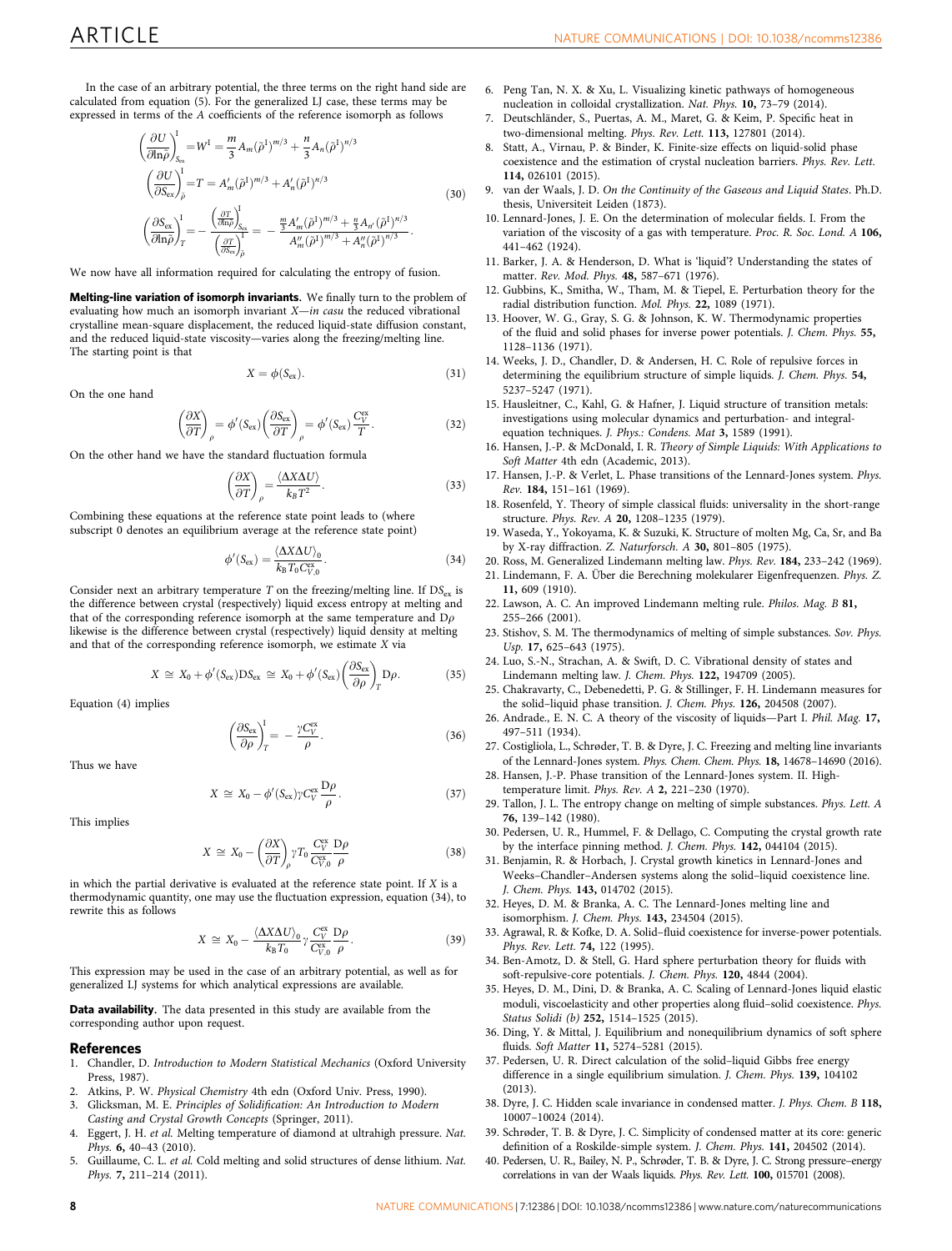In the case of an arbitrary potential, the three terms on the right hand side are calculated from equation (5). For the generalized LJ case, these terms may be expressed in terms of the $A$ coefficients of the reference isomorph as follows

$$
\begin{aligned}
\left(\frac{\partial U}{\partial \ln\tilde{\rho}}\right)^{\mathrm{I}}_{S_{\mathrm{ex}}} &= W^{\mathrm{I}} = \frac{m}{3}A_m(\tilde{\rho}^{\mathrm{I}})^{m/3} + \frac{n}{3}A_n(\tilde{\rho}^{\mathrm{I}})^{n/3} \\
\left(\frac{\partial U}{\partial S_{\mathrm{ex}}}\right)^{\mathrm{I}}_{\tilde{\rho}} &= T = A'_m(\tilde{\rho}^{\mathrm{I}})^{m/3} + A'_n(\tilde{\rho}^{\mathrm{I}})^{n/3} \\
\left(\frac{\partial S_{\mathrm{ex}}}{\partial \ln\tilde{\rho}}\right)^{\mathrm{I}}_{T} &= -\frac{\left(\frac{\partial T}{\partial \ln\tilde{\rho}}\right)^{\mathrm{I}}_{S_{\mathrm{ex}}}}{\left(\frac{\partial T}{\partial S_{\mathrm{ex}}}\right)^{\mathrm{I}}_{\tilde{\rho}}} = -\frac{\frac{m}{3}A'_m(\tilde{\rho}^{\mathrm{I}})^{m/3} + \frac{n}{3}A_{n'}(\tilde{\rho}^{\mathrm{I}})^{n/3}}{A''_m(\tilde{\rho}^{\mathrm{I}})^{m/3} + A''_n(\tilde{\rho}^{\mathrm{I}})^{n/3}}.
\end{aligned}
\tag{30}
$$

We now have all information required for calculating the entropy of fusion.

**Melting-line variation of isomorph invariants.** We finally turn to the problem of evaluating how much an isomorph invariant $X$—*in casu* the reduced vibrational crystalline mean-square displacement, the reduced liquid-state diffusion constant, and the reduced liquid-state viscosity—varies along the freezing/melting line. The starting point is that

$$X = \phi(S_{\mathrm{ex}}). \tag{31}$$

On the one hand

$$\left(\frac{\partial X}{\partial T}\right)_{\rho} = \phi'(S_{\mathrm{ex}})\left(\frac{\partial S_{\mathrm{ex}}}{\partial T}\right)_{\rho} = \phi'(S_{\mathrm{ex}})\frac{C_V^{\mathrm{ex}}}{T}. \tag{32}$$

On the other hand we have the standard fluctuation formula

$$\left(\frac{\partial X}{\partial T}\right)_{\rho} = \frac{\langle \Delta X \Delta U\rangle}{k_B T^2}. \tag{33}$$

Combining these equations at the reference state point leads to (where subscript 0 denotes an equilibrium average at the reference state point)

$$\phi'(S_{\mathrm{ex}}) = \frac{\langle \Delta X \Delta U\rangle_0}{k_{\mathrm{B}} T_0 C_{V,0}^{\mathrm{ex}}}. \tag{34}$$

Consider next an arbitrary temperature $T$ on the freezing/melting line. If $\mathrm{D}S_{\mathrm{ex}}$ is the difference between crystal (respectively) liquid excess entropy at melting and that of the corresponding reference isomorph at the same temperature and $\mathrm{D}\rho$ likewise is the difference between crystal (respectively) liquid density at melting and that of the corresponding reference isomorph, we estimate $X$ via

$$X \cong X_0 + \phi'(S_{\mathrm{ex}})\mathrm{D}S_{\mathrm{ex}} \cong X_0 + \phi'(S_{\mathrm{ex}})\left(\frac{\partial S_{\mathrm{ex}}}{\partial \rho}\right)_T \mathrm{D}\rho. \tag{35}$$

Equation (4) implies

$$\left(\frac{\partial S_{\mathrm{ex}}}{\partial \rho}\right)^{\mathrm{I}}_T = -\frac{\gamma C_V^{\mathrm{ex}}}{\rho}. \tag{36}$$

Thus we have

$$X \cong X_0 - \phi'(S_{\mathrm{ex}})\gamma C_V^{\mathrm{ex}}\frac{\mathrm{D}\rho}{\rho}. \tag{37}$$

This implies

$$X \cong X_0 - \left(\frac{\partial X}{\partial T}\right)_{\rho}\gamma T_0 \frac{C_V^{\mathrm{ex}}}{C_{V,0}^{\mathrm{ex}}}\frac{\mathrm{D}\rho}{\rho} \tag{38}$$

in which the partial derivative is evaluated at the reference state point. If $X$ is a thermodynamic quantity, one may use the fluctuation expression, equation (34), to rewrite this as follows

$$X \cong X_0 - \frac{\langle \Delta X \Delta U\rangle_0}{k_{\mathrm{B}} T_0}\gamma \frac{C_V^{\mathrm{ex}}}{C_{V,0}^{\mathrm{ex}}}\frac{\mathrm{D}\rho}{\rho}. \tag{39}$$

This expression may be used in the case of an arbitrary potential, as well as for generalized LJ systems for which analytical expressions are available.

**Data availability.** The data presented in this study are available from the corresponding author upon request.

## References

1. Chandler, D. *Introduction to Modern Statistical Mechanics* (Oxford University Press, 1987).
2. Atkins, P. W. *Physical Chemistry* 4th edn (Oxford Univ. Press, 1990).
3. Glicksman, M. E. *Principles of Solidification: An Introduction to Modern Casting and Crystal Growth Concepts* (Springer, 2011).
4. Eggert, J. H. *et al.* Melting temperature of diamond at ultrahigh pressure. *Nat. Phys.* **6,** 40–43 (2010).
5. Guillaume, C. L. *et al.* Cold melting and solid structures of dense lithium. *Nat. Phys.* **7,** 211–214 (2011).
6. Peng Tan, N. X. & Xu, L. Visualizing kinetic pathways of homogeneous nucleation in colloidal crystallization. *Nat. Phys.* **10,** 73–79 (2014).
7. Deutschländer, S., Puertas, A. M., Maret, G. & Keim, P. Specific heat in two-dimensional melting. *Phys. Rev. Lett.* **113,** 127801 (2014).
8. Statt, A., Virnau, P. & Binder, K. Finite-size effects on liquid-solid phase coexistence and the estimation of crystal nucleation barriers. *Phys. Rev. Lett.* **114,** 026101 (2015).
9. van der Waals, J. D. *On the Continuity of the Gaseous and Liquid States*. Ph.D. thesis, Universiteit Leiden (1873).
10. Lennard-Jones, J. E. On the determination of molecular fields. I. From the variation of the viscosity of a gas with temperature. *Proc. R. Soc. Lond. A* **106,** 441–462 (1924).
11. Barker, J. A. & Henderson, D. What is 'liquid'? Understanding the states of matter. *Rev. Mod. Phys.* **48,** 587–671 (1976).
12. Gubbins, K., Smitha, W., Tham, M. & Tiepel, E. Perturbation theory for the radial distribution function. *Mol. Phys.* **22,** 1089 (1971).
13. Hoover, W. G., Gray, S. G. & Johnson, K. W. Thermodynamic properties of the fluid and solid phases for inverse power potentials. *J. Chem. Phys.* **55,** 1128–1136 (1971).
14. Weeks, J. D., Chandler, D. & Andersen, H. C. Role of repulsive forces in determining the equilibrium structure of simple liquids. *J. Chem. Phys.* **54,** 5237–5247 (1971).
15. Hausleitner, C., Kahl, G. & Hafner, J. Liquid structure of transition metals: investigations using molecular dynamics and perturbation- and integral-equation techniques. *J. Phys.: Condens. Mat* **3,** 1589 (1991).
16. Hansen, J.-P. & McDonald, I. R. *Theory of Simple Liquids: With Applications to Soft Matter* 4th edn (Academic, 2013).
17. Hansen, J.-P. & Verlet, L. Phase transitions of the Lennard-Jones system. *Phys. Rev.* **184,** 151–161 (1969).
18. Rosenfeld, Y. Theory of simple classical fluids: universality in the short-range structure. *Phys. Rev. A* **20,** 1208–1235 (1979).
19. Waseda, Y., Yokoyama, K. & Suzuki, K. Structure of molten Mg, Ca, Sr, and Ba by X-ray diffraction. *Z. Naturforsch. A* **30,** 801–805 (1975).
20. Ross, M. Generalized Lindemann melting law. *Phys. Rev.* **184,** 233–242 (1969).
21. Lindemann, F. A. Über die Berechning molekularer Eigenfrequenzen. *Phys. Z.* **11,** 609 (1910).
22. Lawson, A. C. An improved Lindemann melting rule. *Philos. Mag. B* **81,** 255–266 (2001).
23. Stishov, S. M. The thermodynamics of melting of simple substances. *Sov. Phys. Usp.* **17,** 625–643 (1975).
24. Luo, S.-N., Strachan, A. & Swift, D. C. Vibrational density of states and Lindemann melting law. *J. Chem. Phys.* **122,** 194709 (2005).
25. Chakravarty, C., Debenedetti, P. G. & Stillinger, F. H. Lindemann measures for the solid–liquid phase transition. *J. Chem. Phys.* **126,** 204508 (2007).
26. Andrade., E. N. C. A theory of the viscosity of liquids—Part I. *Phil. Mag.* **17,** 497–511 (1934).
27. Costigliola, L., Schrøder, T. B. & Dyre, J. C. Freezing and melting line invariants of the Lennard-Jones system. *Phys. Chem. Chem. Phys.* **18,** 14678–14690 (2016).
28. Hansen, J.-P. Phase transition of the Lennard-Jones system. II. High-temperature limit. *Phys. Rev. A* **2,** 221–230 (1970).
29. Tallon, J. L. The entropy change on melting of simple substances. *Phys. Lett. A* **76,** 139–142 (1980).
30. Pedersen, U. R., Hummel, F. & Dellago, C. Computing the crystal growth rate by the interface pinning method. *J. Chem. Phys.* **142,** 044104 (2015).
31. Benjamin, R. & Horbach, J. Crystal growth kinetics in Lennard-Jones and Weeks–Chandler–Andersen systems along the solid–liquid coexistence line. *J. Chem. Phys.* **143,** 014702 (2015).
32. Heyes, D. M. & Branka, A. C. The Lennard-Jones melting line and isomorphism. *J. Chem. Phys.* **143,** 234504 (2015).
33. Agrawal, R. & Kofke, D. A. Solid–fluid coexistence for inverse-power potentials. *Phys. Rev. Lett.* **74,** 122 (1995).
34. Ben-Amotz, D. & Stell, G. Hard sphere perturbation theory for fluids with soft-repulsive-core potentials. *J. Chem. Phys.* **120,** 4844 (2004).
35. Heyes, D. M., Dini, D. & Branka, A. C. Scaling of Lennard-Jones liquid elastic moduli, viscoelasticity and other properties along fluid–solid coexistence. *Phys. Status Solidi (b)* **252,** 1514–1525 (2015).
36. Ding, Y. & Mittal, J. Equilibrium and nonequilibrium dynamics of soft sphere fluids. *Soft Matter* **11,** 5274–5281 (2015).
37. Pedersen, U. R. Direct calculation of the solid–liquid Gibbs free energy difference in a single equilibrium simulation. *J. Chem. Phys.* **139,** 104102 (2013).
38. Dyre, J. C. Hidden scale invariance in condensed matter. *J. Phys. Chem. B* **118,** 10007–10024 (2014).
39. Schrøder, T. B. & Dyre, J. C. Simplicity of condensed matter at its core: generic definition of a Roskilde-simple system. *J. Chem. Phys.* **141,** 204502 (2014).
40. Pedersen, U. R., Bailey, N. P., Schrøder, T. B. & Dyre, J. C. Strong pressure–energy correlations in van der Waals liquids. *Phys. Rev. Lett.* **100,** 015701 (2008).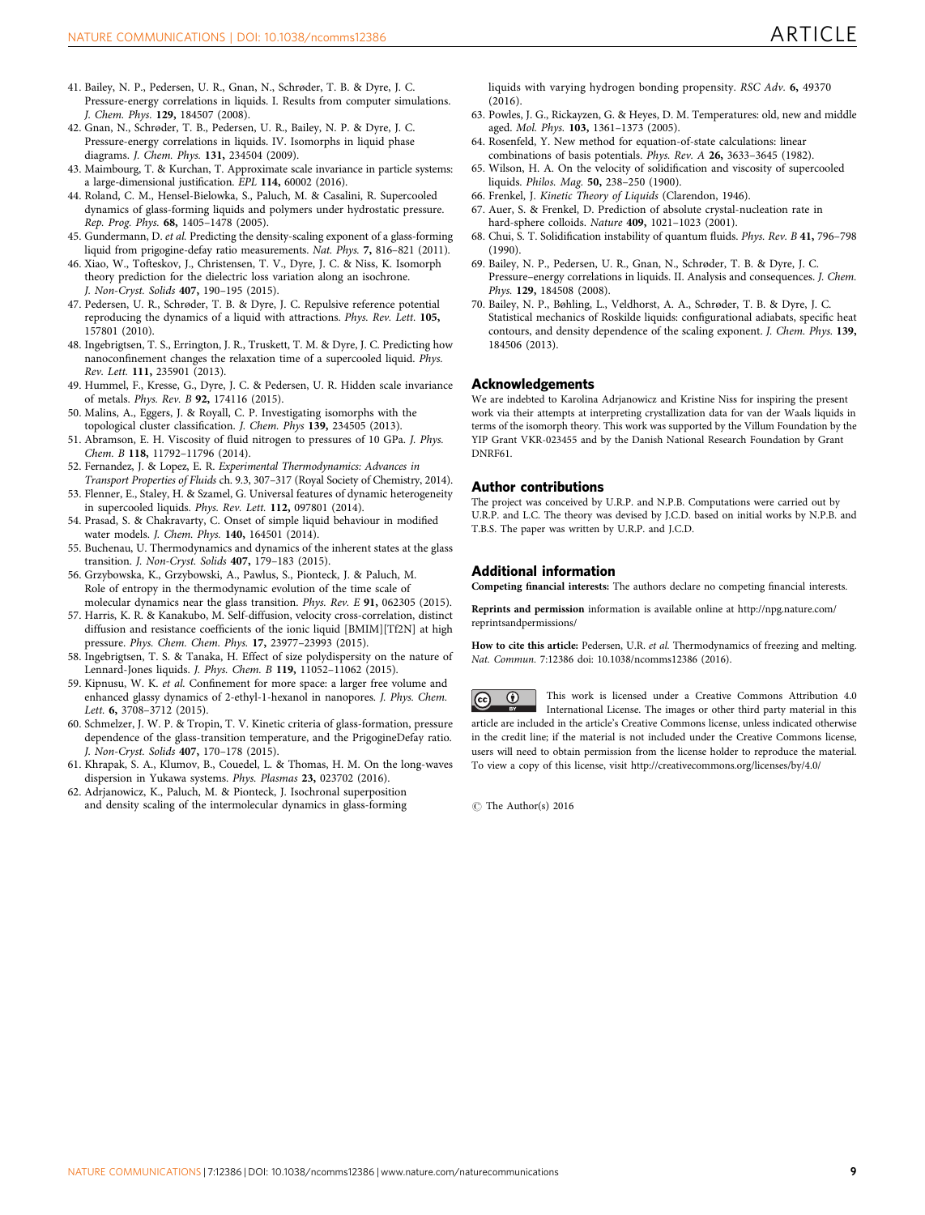41. Bailey, N. P., Pedersen, U. R., Gnan, N., Schrøder, T. B. & Dyre, J. C. Pressure-energy correlations in liquids. I. Results from computer simulations. *J. Chem. Phys.* **129,** 184507 (2008).
42. Gnan, N., Schrøder, T. B., Pedersen, U. R., Bailey, N. P. & Dyre, J. C. Pressure-energy correlations in liquids. IV. Isomorphs in liquid phase diagrams. *J. Chem. Phys.* **131,** 234504 (2009).
43. Maimbourg, T. & Kurchan, T. Approximate scale invariance in particle systems: a large-dimensional justification. *EPL* **114,** 60002 (2016).
44. Roland, C. M., Hensel-Bielowka, S., Paluch, M. & Casalini, R. Supercooled dynamics of glass-forming liquids and polymers under hydrostatic pressure. *Rep. Prog. Phys.* **68,** 1405–1478 (2005).
45. Gundermann, D. *et al.* Predicting the density-scaling exponent of a glass-forming liquid from prigogine-defay ratio measurements. *Nat. Phys.* **7,** 816–821 (2011).
46. Xiao, W., Tofteskov, J., Christensen, T. V., Dyre, J. C. & Niss, K. Isomorph theory prediction for the dielectric loss variation along an isochrone. *J. Non-Cryst. Solids* **407,** 190–195 (2015).
47. Pedersen, U. R., Schrøder, T. B. & Dyre, J. C. Repulsive reference potential reproducing the dynamics of a liquid with attractions. *Phys. Rev. Lett.* **105,** 157801 (2010).
48. Ingebrigtsen, T. S., Errington, J. R., Truskett, T. M. & Dyre, J. C. Predicting how nanoconfinement changes the relaxation time of a supercooled liquid. *Phys. Rev. Lett.* **111,** 235901 (2013).
49. Hummel, F., Kresse, G., Dyre, J. C. & Pedersen, U. R. Hidden scale invariance of metals. *Phys. Rev. B* **92,** 174116 (2015).
50. Malins, A., Eggers, J. & Royall, C. P. Investigating isomorphs with the topological cluster classification. *J. Chem. Phys* **139,** 234505 (2013).
51. Abramson, E. H. Viscosity of fluid nitrogen to pressures of 10 GPa. *J. Phys. Chem. B* **118,** 11792–11796 (2014).
52. Fernandez, J. & Lopez, E. R. *Experimental Thermodynamics: Advances in Transport Properties of Fluids* ch. 9.3, 307–317 (Royal Society of Chemistry, 2014).
53. Flenner, E., Staley, H. & Szamel, G. Universal features of dynamic heterogeneity in supercooled liquids. *Phys. Rev. Lett.* **112,** 097801 (2014).
54. Prasad, S. & Chakravarty, C. Onset of simple liquid behaviour in modified water models. *J. Chem. Phys.* **140,** 164501 (2014).
55. Buchenau, U. Thermodynamics and dynamics of the inherent states at the glass transition. *J. Non-Cryst. Solids* **407,** 179–183 (2015).
56. Grzybowska, K., Grzybowski, A., Pawlus, S., Pionteck, J. & Paluch, M. Role of entropy in the thermodynamic evolution of the time scale of molecular dynamics near the glass transition. *Phys. Rev. E* **91,** 062305 (2015).
57. Harris, K. R. & Kanakubo, M. Self-diffusion, velocity cross-correlation, distinct diffusion and resistance coefficients of the ionic liquid [BMIM][Tf2N] at high pressure. *Phys. Chem. Chem. Phys.* **17,** 23977–23993 (2015).
58. Ingebrigtsen, T. S. & Tanaka, H. Effect of size polydispersity on the nature of Lennard-Jones liquids. *J. Phys. Chem. B* **119,** 11052–11062 (2015).
59. Kipnusu, W. K. *et al.* Confinement for more space: a larger free volume and enhanced glassy dynamics of 2-ethyl-1-hexanol in nanopores. *J. Phys. Chem. Lett.* **6,** 3708–3712 (2015).
60. Schmelzer, J. W. P. & Tropin, T. V. Kinetic criteria of glass-formation, pressure dependence of the glass-transition temperature, and the PrigogineDefay ratio. *J. Non-Cryst. Solids* **407,** 170–178 (2015).
61. Khrapak, S. A., Klumov, B., Couedel, L. & Thomas, H. M. On the long-waves dispersion in Yukawa systems. *Phys. Plasmas* **23,** 023702 (2016).
62. Adrjanowicz, K., Paluch, M. & Pionteck, J. Isochronal superposition and density scaling of the intermolecular dynamics in glass-forming liquids with varying hydrogen bonding propensity. *RSC Adv.* **6,** 49370 (2016).
63. Powles, J. G., Rickayzen, G. & Heyes, D. M. Temperatures: old, new and middle aged. *Mol. Phys.* **103,** 1361–1373 (2005).
64. Rosenfeld, Y. New method for equation-of-state calculations: linear combinations of basis potentials. *Phys. Rev. A* **26,** 3633–3645 (1982).
65. Wilson, H. A. On the velocity of solidification and viscosity of supercooled liquids. *Philos. Mag.* **50,** 238–250 (1900).
66. Frenkel, J. *Kinetic Theory of Liquids* (Clarendon, 1946).
67. Auer, S. & Frenkel, D. Prediction of absolute crystal-nucleation rate in hard-sphere colloids. *Nature* **409,** 1021–1023 (2001).
68. Chui, S. T. Solidification instability of quantum fluids. *Phys. Rev. B* **41,** 796–798 (1990).
69. Bailey, N. P., Pedersen, U. R., Gnan, N., Schrøder, T. B. & Dyre, J. C. Pressure–energy correlations in liquids. II. Analysis and consequences. *J. Chem. Phys.* **129,** 184508 (2008).
70. Bailey, N. P., Bøhling, L., Veldhorst, A. A., Schrøder, T. B. & Dyre, J. C. Statistical mechanics of Roskilde liquids: configurational adiabats, specific heat contours, and density dependence of the scaling exponent. *J. Chem. Phys.* **139,** 184506 (2013).

## Acknowledgements

We are indebted to Karolina Adrjanowicz and Kristine Niss for inspiring the present work via their attempts at interpreting crystallization data for van der Waals liquids in terms of the isomorph theory. This work was supported by the Villum Foundation by the YIP Grant VKR-023455 and by the Danish National Research Foundation by Grant DNRF61.

## Author contributions

The project was conceived by U.R.P. and N.P.B. Computations were carried out by U.R.P. and L.C. The theory was devised by J.C.D. based on initial works by N.P.B. and T.B.S. The paper was written by U.R.P. and J.C.D.

## Additional information

**Competing financial interests:** The authors declare no competing financial interests.

**Reprints and permission** information is available online at http://npg.nature.com/reprintsandpermissions/

**How to cite this article:** Pedersen, U.R. *et al.* Thermodynamics of freezing and melting. *Nat. Commun.* 7:12386 doi: 10.1038/ncomms12386 (2016).

This work is licensed under a Creative Commons Attribution 4.0 International License. The images or other third party material in this article are included in the article's Creative Commons license, unless indicated otherwise in the credit line; if the material is not included under the Creative Commons license, users will need to obtain permission from the license holder to reproduce the material. To view a copy of this license, visit http://creativecommons.org/licenses/by/4.0/

© The Author(s) 2016